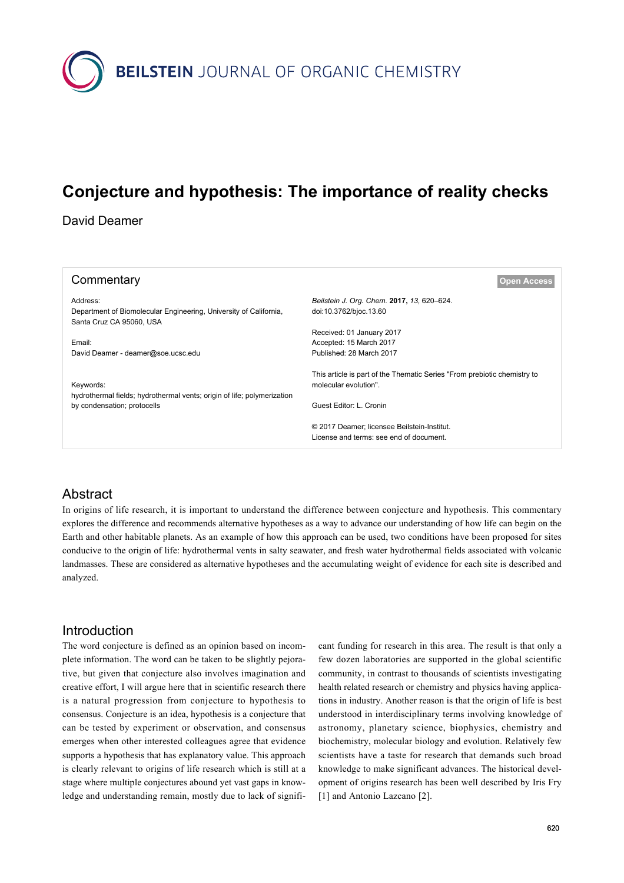# Conjecture and hypothesis: The importance of reality checks

David Deamer

## Commentary

Address:
Department of Biomolecular Engineering, University of California, Santa Cruz CA 95060, USA

Email:
David Deamer - deamer@soe.ucsc.edu

Keywords:
hydrothermal fields; hydrothermal vents; origin of life; polymerization by condensation; protocells

*Beilstein J. Org. Chem.* **2017,** *13,* 620–624.
doi:10.3762/bjoc.13.60

Received: 01 January 2017
Accepted: 15 March 2017
Published: 28 March 2017

This article is part of the Thematic Series "From prebiotic chemistry to molecular evolution".

Guest Editor: L. Cronin

© 2017 Deamer; licensee Beilstein-Institut.
License and terms: see end of document.

Open Access

## Abstract

In origins of life research, it is important to understand the difference between conjecture and hypothesis. This commentary explores the difference and recommends alternative hypotheses as a way to advance our understanding of how life can begin on the Earth and other habitable planets. As an example of how this approach can be used, two conditions have been proposed for sites conducive to the origin of life: hydrothermal vents in salty seawater, and fresh water hydrothermal fields associated with volcanic landmasses. These are considered as alternative hypotheses and the accumulating weight of evidence for each site is described and analyzed.

## Introduction

The word conjecture is defined as an opinion based on incomplete information. The word can be taken to be slightly pejorative, but given that conjecture also involves imagination and creative effort, I will argue here that in scientific research there is a natural progression from conjecture to hypothesis to consensus. Conjecture is an idea, hypothesis is a conjecture that can be tested by experiment or observation, and consensus emerges when other interested colleagues agree that evidence supports a hypothesis that has explanatory value. This approach is clearly relevant to origins of life research which is still at a stage where multiple conjectures abound yet vast gaps in knowledge and understanding remain, mostly due to lack of significant funding for research in this area. The result is that only a few dozen laboratories are supported in the global scientific community, in contrast to thousands of scientists investigating health related research or chemistry and physics having applications in industry. Another reason is that the origin of life is best understood in interdisciplinary terms involving knowledge of astronomy, planetary science, biophysics, chemistry and biochemistry, molecular biology and evolution. Relatively few scientists have a taste for research that demands such broad knowledge to make significant advances. The historical development of origins research has been well described by Iris Fry [1] and Antonio Lazcano [2].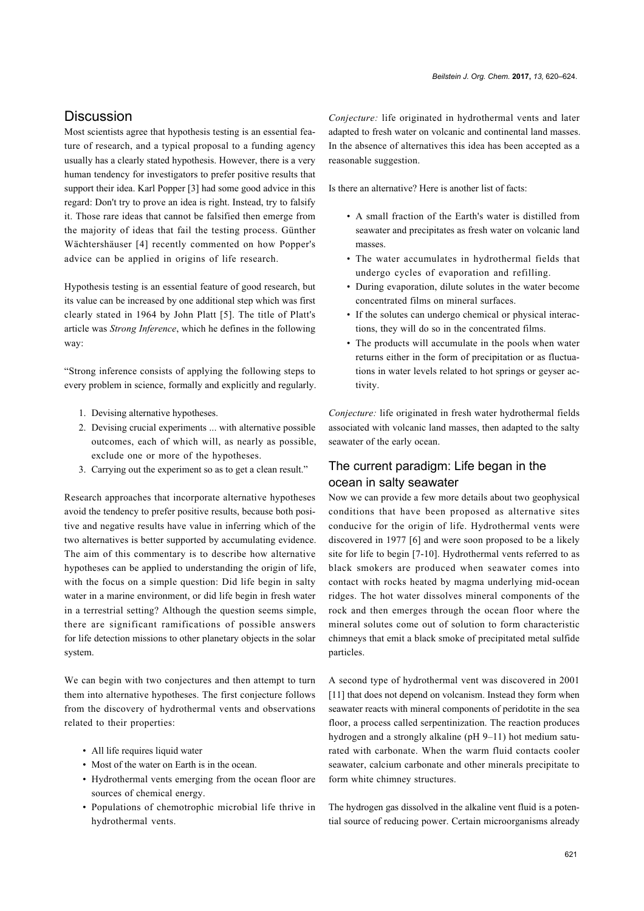## Discussion

Most scientists agree that hypothesis testing is an essential feature of research, and a typical proposal to a funding agency usually has a clearly stated hypothesis. However, there is a very human tendency for investigators to prefer positive results that support their idea. Karl Popper [3] had some good advice in this regard: Don't try to prove an idea is right. Instead, try to falsify it. Those rare ideas that cannot be falsified then emerge from the majority of ideas that fail the testing process. Günther Wächtershäuser [4] recently commented on how Popper's advice can be applied in origins of life research.

Hypothesis testing is an essential feature of good research, but its value can be increased by one additional step which was first clearly stated in 1964 by John Platt [5]. The title of Platt's article was *Strong Inference*, which he defines in the following way:

"Strong inference consists of applying the following steps to every problem in science, formally and explicitly and regularly.

1. Devising alternative hypotheses.
2. Devising crucial experiments ... with alternative possible outcomes, each of which will, as nearly as possible, exclude one or more of the hypotheses.
3. Carrying out the experiment so as to get a clean result."

Research approaches that incorporate alternative hypotheses avoid the tendency to prefer positive results, because both positive and negative results have value in inferring which of the two alternatives is better supported by accumulating evidence. The aim of this commentary is to describe how alternative hypotheses can be applied to understanding the origin of life, with the focus on a simple question: Did life begin in salty water in a marine environment, or did life begin in fresh water in a terrestrial setting? Although the question seems simple, there are significant ramifications of possible answers for life detection missions to other planetary objects in the solar system.

We can begin with two conjectures and then attempt to turn them into alternative hypotheses. The first conjecture follows from the discovery of hydrothermal vents and observations related to their properties:

- All life requires liquid water
- Most of the water on Earth is in the ocean.
- Hydrothermal vents emerging from the ocean floor are sources of chemical energy.
- Populations of chemotrophic microbial life thrive in hydrothermal vents.

*Conjecture:* life originated in hydrothermal vents and later adapted to fresh water on volcanic and continental land masses. In the absence of alternatives this idea has been accepted as a reasonable suggestion.

Is there an alternative? Here is another list of facts:

- A small fraction of the Earth's water is distilled from seawater and precipitates as fresh water on volcanic land masses.
- The water accumulates in hydrothermal fields that undergo cycles of evaporation and refilling.
- During evaporation, dilute solutes in the water become concentrated films on mineral surfaces.
- If the solutes can undergo chemical or physical interactions, they will do so in the concentrated films.
- The products will accumulate in the pools when water returns either in the form of precipitation or as fluctuations in water levels related to hot springs or geyser activity.

*Conjecture:* life originated in fresh water hydrothermal fields associated with volcanic land masses, then adapted to the salty seawater of the early ocean.

## The current paradigm: Life began in the ocean in salty seawater

Now we can provide a few more details about two geophysical conditions that have been proposed as alternative sites conducive for the origin of life. Hydrothermal vents were discovered in 1977 [6] and were soon proposed to be a likely site for life to begin [7-10]. Hydrothermal vents referred to as black smokers are produced when seawater comes into contact with rocks heated by magma underlying mid-ocean ridges. The hot water dissolves mineral components of the rock and then emerges through the ocean floor where the mineral solutes come out of solution to form characteristic chimneys that emit a black smoke of precipitated metal sulfide particles.

A second type of hydrothermal vent was discovered in 2001 [11] that does not depend on volcanism. Instead they form when seawater reacts with mineral components of peridotite in the sea floor, a process called serpentinization. The reaction produces hydrogen and a strongly alkaline (pH 9–11) hot medium saturated with carbonate. When the warm fluid contacts cooler seawater, calcium carbonate and other minerals precipitate to form white chimney structures.

The hydrogen gas dissolved in the alkaline vent fluid is a potential source of reducing power. Certain microorganisms already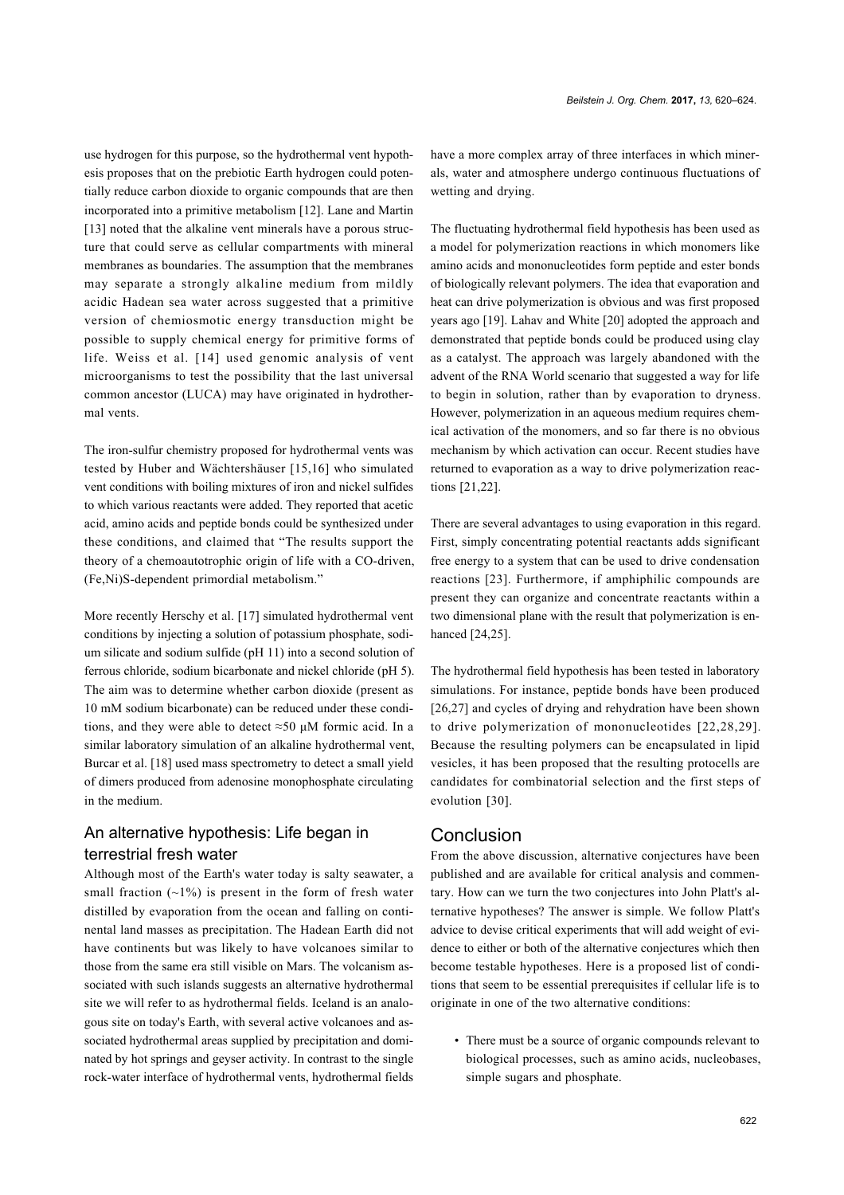use hydrogen for this purpose, so the hydrothermal vent hypothesis proposes that on the prebiotic Earth hydrogen could potentially reduce carbon dioxide to organic compounds that are then incorporated into a primitive metabolism [12]. Lane and Martin [13] noted that the alkaline vent minerals have a porous structure that could serve as cellular compartments with mineral membranes as boundaries. The assumption that the membranes may separate a strongly alkaline medium from mildly acidic Hadean sea water across suggested that a primitive version of chemiosmotic energy transduction might be possible to supply chemical energy for primitive forms of life. Weiss et al. [14] used genomic analysis of vent microorganisms to test the possibility that the last universal common ancestor (LUCA) may have originated in hydrothermal vents.

The iron-sulfur chemistry proposed for hydrothermal vents was tested by Huber and Wächtershäuser [15,16] who simulated vent conditions with boiling mixtures of iron and nickel sulfides to which various reactants were added. They reported that acetic acid, amino acids and peptide bonds could be synthesized under these conditions, and claimed that "The results support the theory of a chemoautotrophic origin of life with a CO-driven, (Fe,Ni)S-dependent primordial metabolism."

More recently Herschy et al. [17] simulated hydrothermal vent conditions by injecting a solution of potassium phosphate, sodium silicate and sodium sulfide (pH 11) into a second solution of ferrous chloride, sodium bicarbonate and nickel chloride (pH 5). The aim was to determine whether carbon dioxide (present as 10 mM sodium bicarbonate) can be reduced under these conditions, and they were able to detect ≈50 μM formic acid. In a similar laboratory simulation of an alkaline hydrothermal vent, Burcar et al. [18] used mass spectrometry to detect a small yield of dimers produced from adenosine monophosphate circulating in the medium.

## An alternative hypothesis: Life began in terrestrial fresh water

Although most of the Earth's water today is salty seawater, a small fraction (~1%) is present in the form of fresh water distilled by evaporation from the ocean and falling on continental land masses as precipitation. The Hadean Earth did not have continents but was likely to have volcanoes similar to those from the same era still visible on Mars. The volcanism associated with such islands suggests an alternative hydrothermal site we will refer to as hydrothermal fields. Iceland is an analogous site on today's Earth, with several active volcanoes and associated hydrothermal areas supplied by precipitation and dominated by hot springs and geyser activity. In contrast to the single rock-water interface of hydrothermal vents, hydrothermal fields have a more complex array of three interfaces in which minerals, water and atmosphere undergo continuous fluctuations of wetting and drying.

The fluctuating hydrothermal field hypothesis has been used as a model for polymerization reactions in which monomers like amino acids and mononucleotides form peptide and ester bonds of biologically relevant polymers. The idea that evaporation and heat can drive polymerization is obvious and was first proposed years ago [19]. Lahav and White [20] adopted the approach and demonstrated that peptide bonds could be produced using clay as a catalyst. The approach was largely abandoned with the advent of the RNA World scenario that suggested a way for life to begin in solution, rather than by evaporation to dryness. However, polymerization in an aqueous medium requires chemical activation of the monomers, and so far there is no obvious mechanism by which activation can occur. Recent studies have returned to evaporation as a way to drive polymerization reactions [21,22].

There are several advantages to using evaporation in this regard. First, simply concentrating potential reactants adds significant free energy to a system that can be used to drive condensation reactions [23]. Furthermore, if amphiphilic compounds are present they can organize and concentrate reactants within a two dimensional plane with the result that polymerization is enhanced [24,25].

The hydrothermal field hypothesis has been tested in laboratory simulations. For instance, peptide bonds have been produced [26,27] and cycles of drying and rehydration have been shown to drive polymerization of mononucleotides [22,28,29]. Because the resulting polymers can be encapsulated in lipid vesicles, it has been proposed that the resulting protocells are candidates for combinatorial selection and the first steps of evolution [30].

## Conclusion

From the above discussion, alternative conjectures have been published and are available for critical analysis and commentary. How can we turn the two conjectures into John Platt's alternative hypotheses? The answer is simple. We follow Platt's advice to devise critical experiments that will add weight of evidence to either or both of the alternative conjectures which then become testable hypotheses. Here is a proposed list of conditions that seem to be essential prerequisites if cellular life is to originate in one of the two alternative conditions:

- There must be a source of organic compounds relevant to biological processes, such as amino acids, nucleobases, simple sugars and phosphate.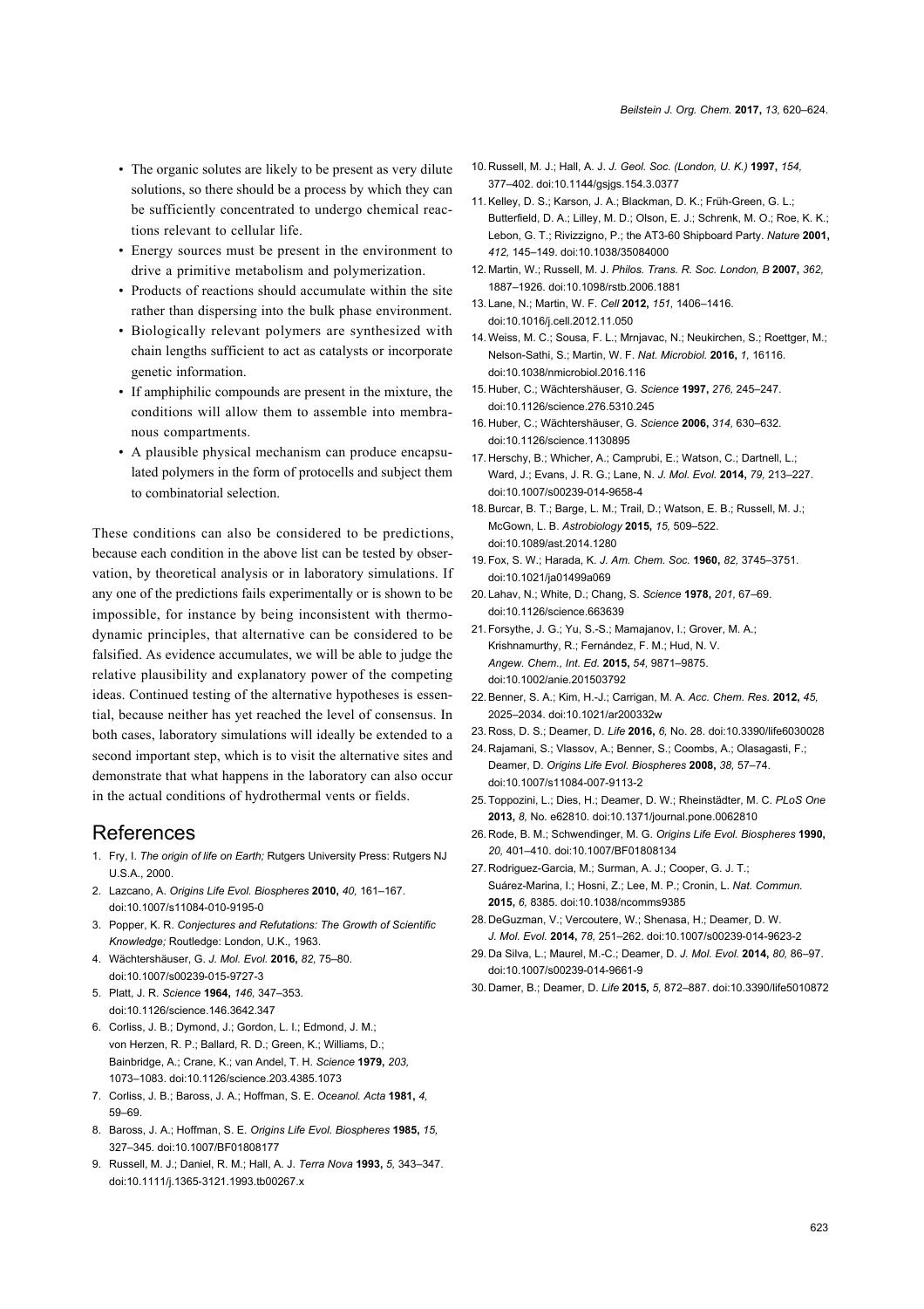- The organic solutes are likely to be present as very dilute solutions, so there should be a process by which they can be sufficiently concentrated to undergo chemical reactions relevant to cellular life.
- Energy sources must be present in the environment to drive a primitive metabolism and polymerization.
- Products of reactions should accumulate within the site rather than dispersing into the bulk phase environment.
- Biologically relevant polymers are synthesized with chain lengths sufficient to act as catalysts or incorporate genetic information.
- If amphiphilic compounds are present in the mixture, the conditions will allow them to assemble into membranous compartments.
- A plausible physical mechanism can produce encapsulated polymers in the form of protocells and subject them to combinatorial selection.

These conditions can also be considered to be predictions, because each condition in the above list can be tested by observation, by theoretical analysis or in laboratory simulations. If any one of the predictions fails experimentally or is shown to be impossible, for instance by being inconsistent with thermodynamic principles, that alternative can be considered to be falsified. As evidence accumulates, we will be able to judge the relative plausibility and explanatory power of the competing ideas. Continued testing of the alternative hypotheses is essential, because neither has yet reached the level of consensus. In both cases, laboratory simulations will ideally be extended to a second important step, which is to visit the alternative sites and demonstrate that what happens in the laboratory can also occur in the actual conditions of hydrothermal vents or fields.

## References

1. Fry, I. *The origin of life on Earth;* Rutgers University Press: Rutgers NJ U.S.A., 2000.
2. Lazcano, A. *Origins Life Evol. Biospheres* **2010,** *40,* 161–167. doi:10.1007/s11084-010-9195-0
3. Popper, K. R. *Conjectures and Refutations: The Growth of Scientific Knowledge;* Routledge: London, U.K., 1963.
4. Wächtershäuser, G. *J. Mol. Evol.* **2016,** *82,* 75–80. doi:10.1007/s00239-015-9727-3
5. Platt, J. R. *Science* **1964,** *146,* 347–353. doi:10.1126/science.146.3642.347
6. Corliss, J. B.; Dymond, J.; Gordon, L. I.; Edmond, J. M.; von Herzen, R. P.; Ballard, R. D.; Green, K.; Williams, D.; Bainbridge, A.; Crane, K.; van Andel, T. H. *Science* **1979,** *203,* 1073–1083. doi:10.1126/science.203.4385.1073
7. Corliss, J. B.; Baross, J. A.; Hoffman, S. E. *Oceanol. Acta* **1981,** *4,* 59–69.
8. Baross, J. A.; Hoffman, S. E. *Origins Life Evol. Biospheres* **1985,** *15,* 327–345. doi:10.1007/BF01808177
9. Russell, M. J.; Daniel, R. M.; Hall, A. J. *Terra Nova* **1993,** *5,* 343–347. doi:10.1111/j.1365-3121.1993.tb00267.x
10. Russell, M. J.; Hall, A. J. *J. Geol. Soc. (London, U. K.)* **1997,** *154,* 377–402. doi:10.1144/gsjgs.154.3.0377
11. Kelley, D. S.; Karson, J. A.; Blackman, D. K.; Früh-Green, G. L.; Butterfield, D. A.; Lilley, M. D.; Olson, E. J.; Schrenk, M. O.; Roe, K. K.; Lebon, G. T.; Rivizzigno, P.; the AT3-60 Shipboard Party. *Nature* **2001,** *412,* 145–149. doi:10.1038/35084000
12. Martin, W.; Russell, M. J. *Philos. Trans. R. Soc. London, B* **2007,** *362,* 1887–1926. doi:10.1098/rstb.2006.1881
13. Lane, N.; Martin, W. F. *Cell* **2012,** *151,* 1406–1416. doi:10.1016/j.cell.2012.11.050
14. Weiss, M. C.; Sousa, F. L.; Mrnjavac, N.; Neukirchen, S.; Roettger, M.; Nelson-Sathi, S.; Martin, W. F. *Nat. Microbiol.* **2016,** *1,* 16116. doi:10.1038/nmicrobiol.2016.116
15. Huber, C.; Wächtershäuser, G. *Science* **1997,** *276,* 245–247. doi:10.1126/science.276.5310.245
16. Huber, C.; Wächtershäuser, G. *Science* **2006,** *314,* 630–632. doi:10.1126/science.1130895
17. Herschy, B.; Whicher, A.; Camprubi, E.; Watson, C.; Dartnell, L.; Ward, J.; Evans, J. R. G.; Lane, N. *J. Mol. Evol.* **2014,** *79,* 213–227. doi:10.1007/s00239-014-9658-4
18. Burcar, B. T.; Barge, L. M.; Trail, D.; Watson, E. B.; Russell, M. J.; McGown, L. B. *Astrobiology* **2015,** *15,* 509–522. doi:10.1089/ast.2014.1280
19. Fox, S. W.; Harada, K. *J. Am. Chem. Soc.* **1960,** *82,* 3745–3751. doi:10.1021/ja01499a069
20. Lahav, N.; White, D.; Chang, S. *Science* **1978,** *201,* 67–69. doi:10.1126/science.663639
21. Forsythe, J. G.; Yu, S.-S.; Mamajanov, I.; Grover, M. A.; Krishnamurthy, R.; Fernández, F. M.; Hud, N. V. *Angew. Chem., Int. Ed.* **2015,** *54,* 9871–9875. doi:10.1002/anie.201503792
22. Benner, S. A.; Kim, H.-J.; Carrigan, M. A. *Acc. Chem. Res.* **2012,** *45,* 2025–2034. doi:10.1021/ar200332w
23. Ross, D. S.; Deamer, D. *Life* **2016,** *6,* No. 28. doi:10.3390/life6030028
24. Rajamani, S.; Vlassov, A.; Benner, S.; Coombs, A.; Olasagasti, F.; Deamer, D. *Origins Life Evol. Biospheres* **2008,** *38,* 57–74. doi:10.1007/s11084-007-9113-2
25. Toppozini, L.; Dies, H.; Deamer, D. W.; Rheinstädter, M. C. *PLoS One* **2013,** *8,* No. e62810. doi:10.1371/journal.pone.0062810
26. Rode, B. M.; Schwendinger, M. G. *Origins Life Evol. Biospheres* **1990,** *20,* 401–410. doi:10.1007/BF01808134
27. Rodriguez-Garcia, M.; Surman, A. J.; Cooper, G. J. T.; Suárez-Marina, I.; Hosni, Z.; Lee, M. P.; Cronin, L. *Nat. Commun.* **2015,** *6,* 8385. doi:10.1038/ncomms9385
28. DeGuzman, V.; Vercoutere, W.; Shenasa, H.; Deamer, D. W. *J. Mol. Evol.* **2014,** *78,* 251–262. doi:10.1007/s00239-014-9623-2
29. Da Silva, L.; Maurel, M.-C.; Deamer, D. *J. Mol. Evol.* **2014,** *80,* 86–97. doi:10.1007/s00239-014-9661-9
30. Damer, B.; Deamer, D. *Life* **2015,** *5,* 872–887. doi:10.3390/life5010872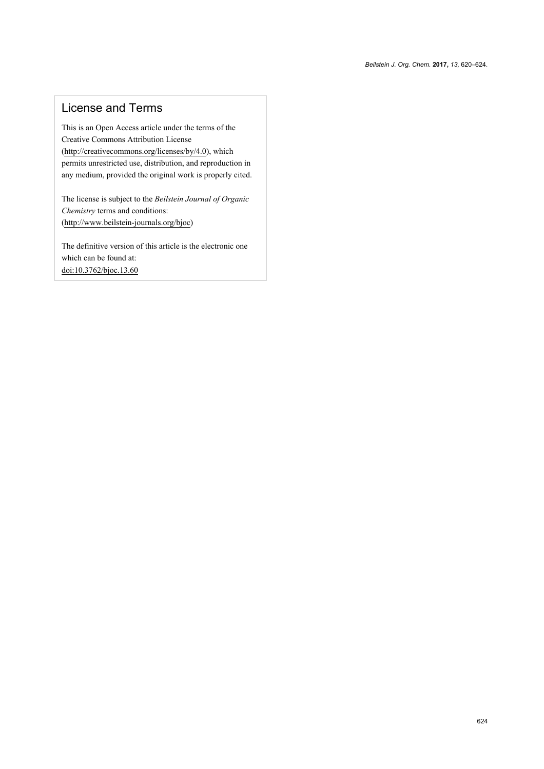## License and Terms

This is an Open Access article under the terms of the Creative Commons Attribution License (http://creativecommons.org/licenses/by/4.0), which permits unrestricted use, distribution, and reproduction in any medium, provided the original work is properly cited.

The license is subject to the *Beilstein Journal of Organic Chemistry* terms and conditions: (http://www.beilstein-journals.org/bjoc)

The definitive version of this article is the electronic one which can be found at: doi:10.3762/bjoc.13.60